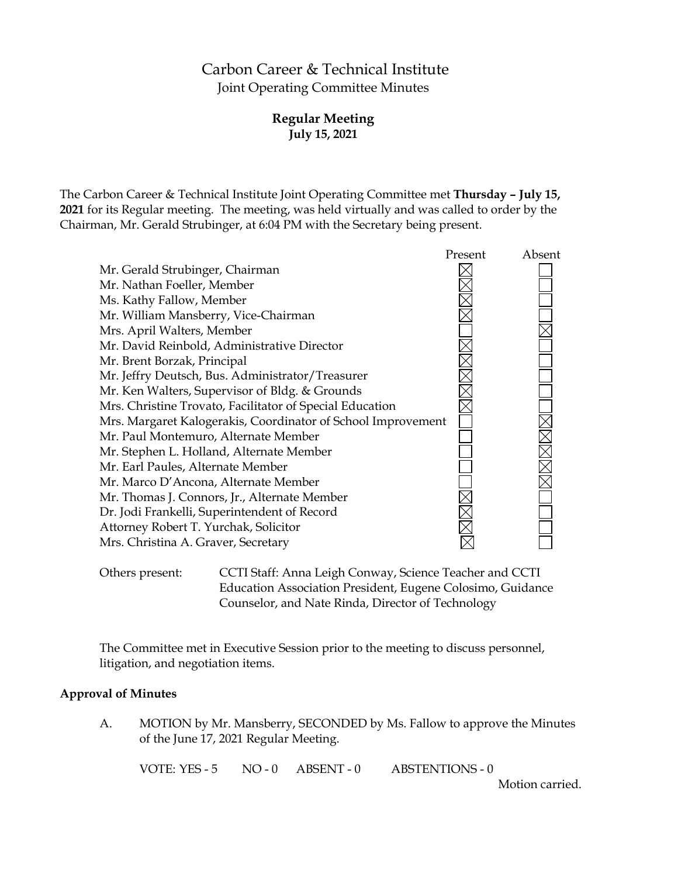# Carbon Career & Technical Institute

## Joint Operating Committee Minutes

### Regular Meeting
### July 15, 2021

The Carbon Career & Technical Institute Joint Operating Committee met **Thursday – July 15, 2021** for its Regular meeting. The meeting, was held virtually and was called to order by the Chairman, Mr. Gerald Strubinger, at 6:04 PM with the Secretary being present.

| | Present | Absent |
|---|---|---|
| Mr. Gerald Strubinger, Chairman | ☒ | ☐ |
| Mr. Nathan Foeller, Member | ☒ | ☐ |
| Ms. Kathy Fallow, Member | ☒ | ☐ |
| Mr. William Mansberry, Vice-Chairman | ☒ | ☐ |
| Mrs. April Walters, Member | ☐ | ☒ |
| Mr. David Reinbold, Administrative Director | ☒ | ☐ |
| Mr. Brent Borzak, Principal | ☒ | ☐ |
| Mr. Jeffry Deutsch, Bus. Administrator/Treasurer | ☒ | ☐ |
| Mr. Ken Walters, Supervisor of Bldg. & Grounds | ☒ | ☐ |
| Mrs. Christine Trovato, Facilitator of Special Education | ☒ | ☐ |
| Mrs. Margaret Kalogerakis, Coordinator of School Improvement | ☐ | ☒ |
| Mr. Paul Montemuro, Alternate Member | ☐ | ☒ |
| Mr. Stephen L. Holland, Alternate Member | ☐ | ☒ |
| Mr. Earl Paules, Alternate Member | ☐ | ☒ |
| Mr. Marco D'Ancona, Alternate Member | ☐ | ☒ |
| Mr. Thomas J. Connors, Jr., Alternate Member | ☒ | ☐ |
| Dr. Jodi Frankelli, Superintendent of Record | ☒ | ☐ |
| Attorney Robert T. Yurchak, Solicitor | ☒ | ☐ |
| Mrs. Christina A. Graver, Secretary | ☒ | ☐ |

Others present: CCTI Staff: Anna Leigh Conway, Science Teacher and CCTI Education Association President, Eugene Colosimo, Guidance Counselor, and Nate Rinda, Director of Technology

The Committee met in Executive Session prior to the meeting to discuss personnel, litigation, and negotiation items.

**Approval of Minutes**

A. MOTION by Mr. Mansberry, SECONDED by Ms. Fallow to approve the Minutes of the June 17, 2021 Regular Meeting.

VOTE: YES - 5 NO - 0 ABSENT - 0 ABSTENTIONS - 0

Motion carried.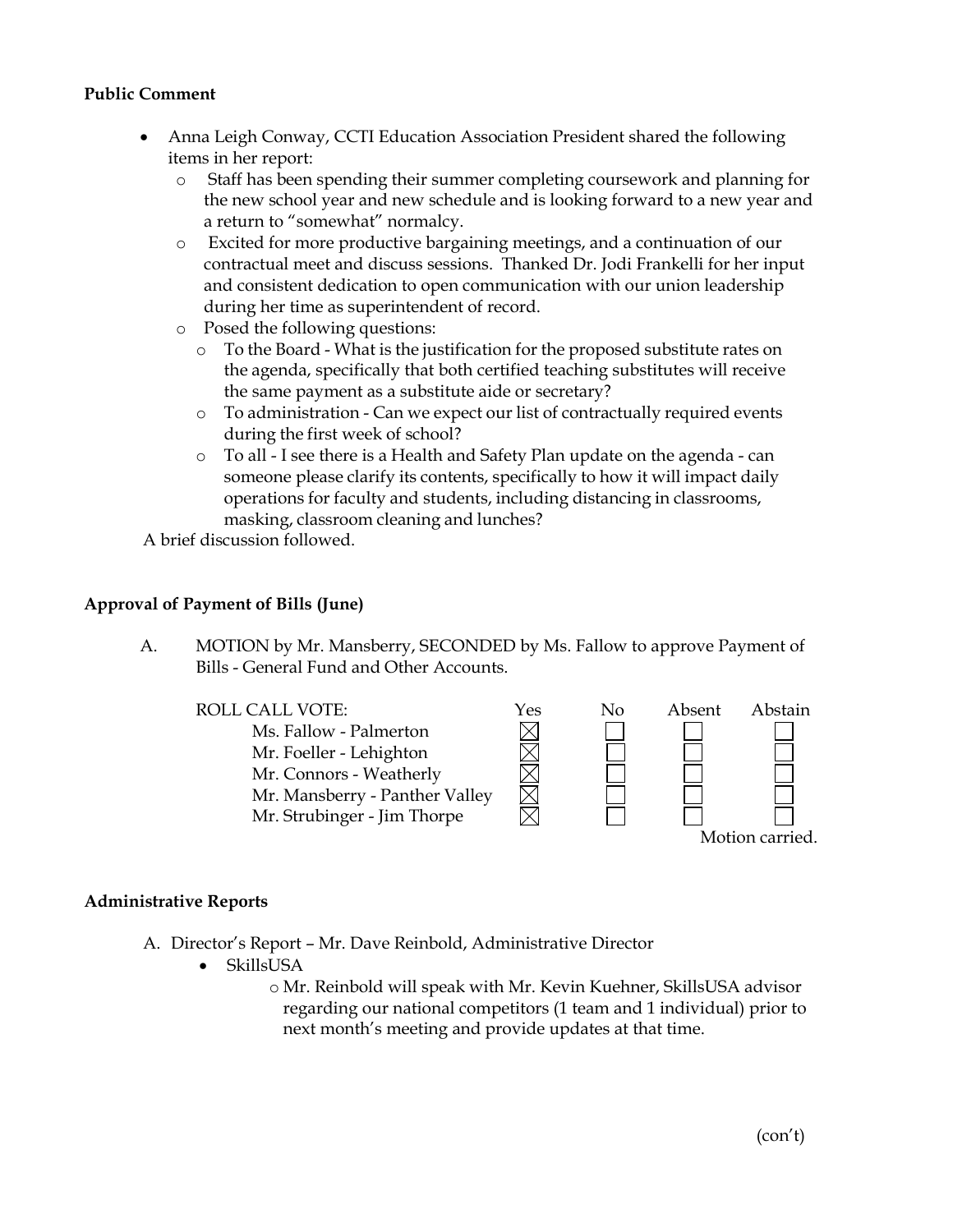**Public Comment**

- Anna Leigh Conway, CCTI Education Association President shared the following items in her report:
  - Staff has been spending their summer completing coursework and planning for the new school year and new schedule and is looking forward to a new year and a return to "somewhat" normalcy.
  - Excited for more productive bargaining meetings, and a continuation of our contractual meet and discuss sessions. Thanked Dr. Jodi Frankelli for her input and consistent dedication to open communication with our union leadership during her time as superintendent of record.
  - Posed the following questions:
    - To the Board - What is the justification for the proposed substitute rates on the agenda, specifically that both certified teaching substitutes will receive the same payment as a substitute aide or secretary?
    - To administration - Can we expect our list of contractually required events during the first week of school?
    - To all - I see there is a Health and Safety Plan update on the agenda - can someone please clarify its contents, specifically to how it will impact daily operations for faculty and students, including distancing in classrooms, masking, classroom cleaning and lunches?

A brief discussion followed.

**Approval of Payment of Bills (June)**

A. MOTION by Mr. Mansberry, SECONDED by Ms. Fallow to approve Payment of Bills - General Fund and Other Accounts.

| ROLL CALL VOTE: | Yes | No | Absent | Abstain |
|---|---|---|---|---|
| Ms. Fallow - Palmerton | ☒ | ☐ | ☐ | ☐ |
| Mr. Foeller - Lehighton | ☒ | ☐ | ☐ | ☐ |
| Mr. Connors - Weatherly | ☒ | ☐ | ☐ | ☐ |
| Mr. Mansberry - Panther Valley | ☒ | ☐ | ☐ | ☐ |
| Mr. Strubinger - Jim Thorpe | ☒ | ☐ | ☐ | ☐ |

Motion carried.

**Administrative Reports**

A. Director's Report – Mr. Dave Reinbold, Administrative Director
- SkillsUSA
  - Mr. Reinbold will speak with Mr. Kevin Kuehner, SkillsUSA advisor regarding our national competitors (1 team and 1 individual) prior to next month's meeting and provide updates at that time.

(con't)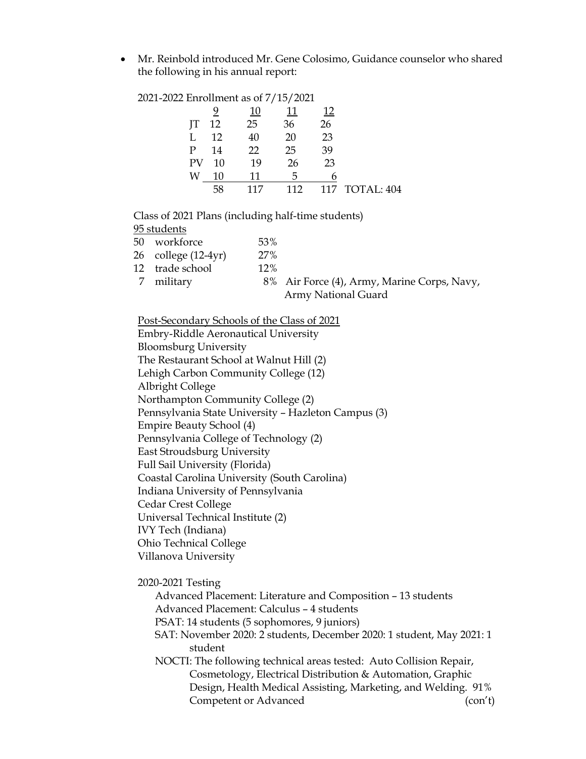- Mr. Reinbold introduced Mr. Gene Colosimo, Guidance counselor who shared the following in his annual report:

2021-2022 Enrollment as of 7/15/2021

| | 9 | 10 | 11 | 12 | |
|---|---|---|---|---|---|
| JT | 12 | 25 | 36 | 26 | |
| L | 12 | 40 | 20 | 23 | |
| P | 14 | 22 | 25 | 39 | |
| PV | 10 | 19 | 26 | 23 | |
| W | 10 | 11 | 5 | 6 | |
| | 58 | 117 | 112 | 117 | TOTAL: 404 |

Class of 2021 Plans (including half-time students)

95 students

| | | | |
|---|---|---|---|
| 50 | workforce | 53% | |
| 26 | college (12-4yr) | 27% | |
| 12 | trade school | 12% | |
| 7 | military | 8% | Air Force (4), Army, Marine Corps, Navy, Army National Guard |

Post-Secondary Schools of the Class of 2021

Embry-Riddle Aeronautical University
Bloomsburg University
The Restaurant School at Walnut Hill (2)
Lehigh Carbon Community College (12)
Albright College
Northampton Community College (2)
Pennsylvania State University – Hazleton Campus (3)
Empire Beauty School (4)
Pennsylvania College of Technology (2)
East Stroudsburg University
Full Sail University (Florida)
Coastal Carolina University (South Carolina)
Indiana University of Pennsylvania
Cedar Crest College
Universal Technical Institute (2)
IVY Tech (Indiana)
Ohio Technical College
Villanova University

2020-2021 Testing

Advanced Placement: Literature and Composition – 13 students
Advanced Placement: Calculus – 4 students
PSAT: 14 students (5 sophomores, 9 juniors)
SAT: November 2020: 2 students, December 2020: 1 student, May 2021: 1 student
NOCTI: The following technical areas tested: Auto Collision Repair, Cosmetology, Electrical Distribution & Automation, Graphic Design, Health Medical Assisting, Marketing, and Welding. 91% Competent or Advanced (con't)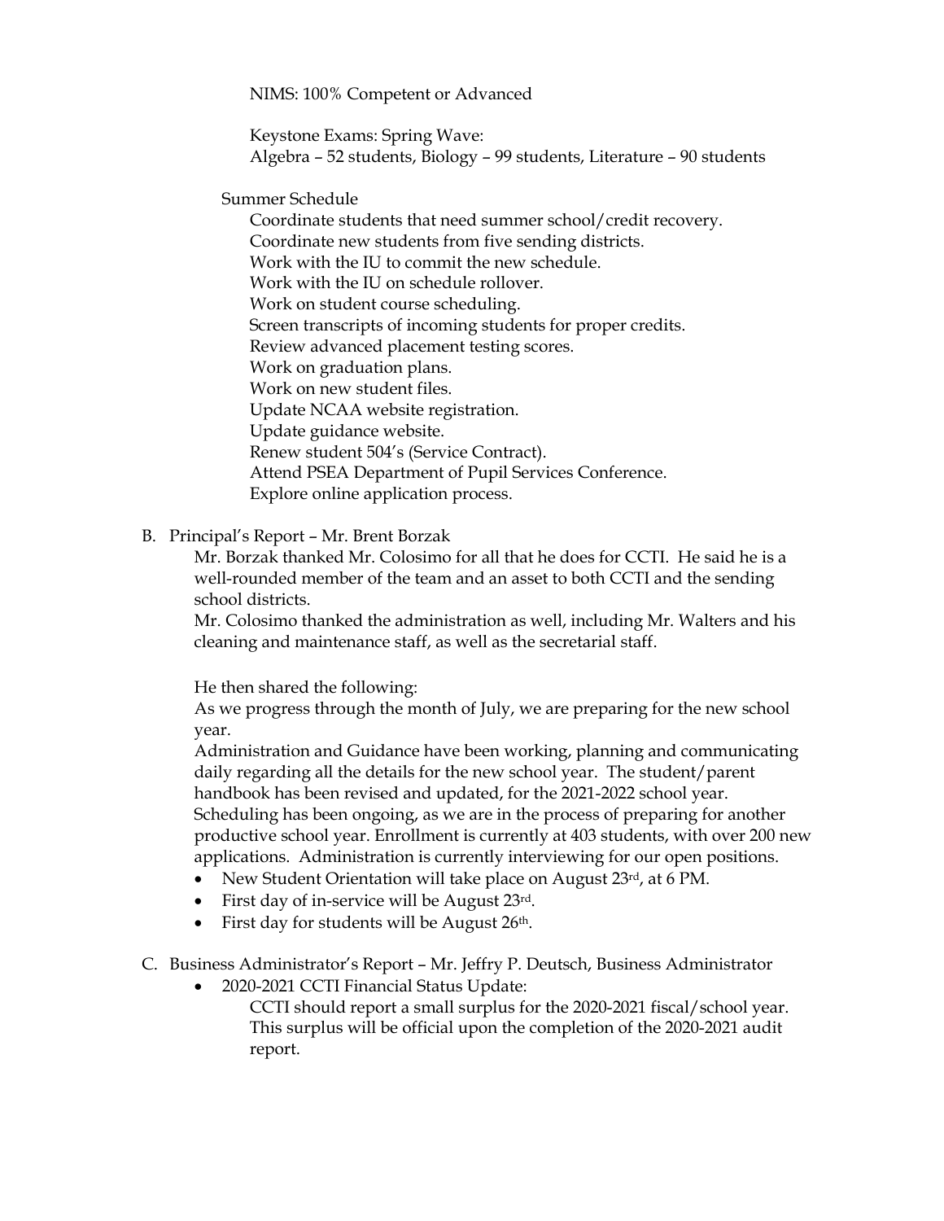NIMS: 100% Competent or Advanced

Keystone Exams: Spring Wave:
Algebra – 52 students, Biology – 99 students, Literature – 90 students

Summer Schedule

Coordinate students that need summer school/credit recovery.
Coordinate new students from five sending districts.
Work with the IU to commit the new schedule.
Work with the IU on schedule rollover.
Work on student course scheduling.
Screen transcripts of incoming students for proper credits.
Review advanced placement testing scores.
Work on graduation plans.
Work on new student files.
Update NCAA website registration.
Update guidance website.
Renew student 504's (Service Contract).
Attend PSEA Department of Pupil Services Conference.
Explore online application process.

B. Principal's Report – Mr. Brent Borzak

Mr. Borzak thanked Mr. Colosimo for all that he does for CCTI. He said he is a well-rounded member of the team and an asset to both CCTI and the sending school districts.
Mr. Colosimo thanked the administration as well, including Mr. Walters and his cleaning and maintenance staff, as well as the secretarial staff.

He then shared the following:
As we progress through the month of July, we are preparing for the new school year.
Administration and Guidance have been working, planning and communicating daily regarding all the details for the new school year. The student/parent handbook has been revised and updated, for the 2021-2022 school year. Scheduling has been ongoing, as we are in the process of preparing for another productive school year. Enrollment is currently at 403 students, with over 200 new applications. Administration is currently interviewing for our open positions.

- New Student Orientation will take place on August 23rd, at 6 PM.
- First day of in-service will be August 23rd.
- First day for students will be August 26th.

C. Business Administrator's Report – Mr. Jeffry P. Deutsch, Business Administrator

- 2020-2021 CCTI Financial Status Update:
  CCTI should report a small surplus for the 2020-2021 fiscal/school year. This surplus will be official upon the completion of the 2020-2021 audit report.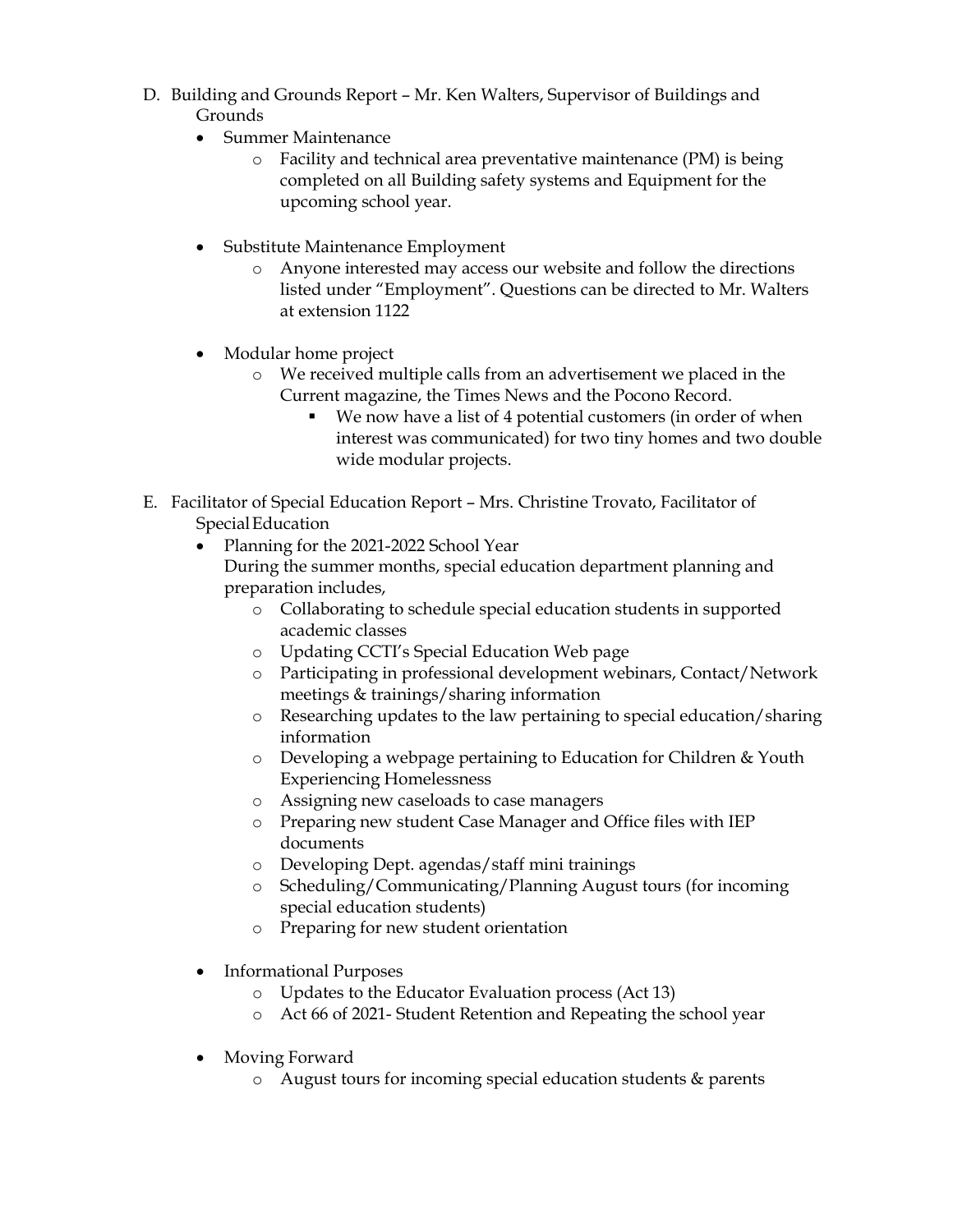D. Building and Grounds Report – Mr. Ken Walters, Supervisor of Buildings and Grounds

- Summer Maintenance
  - Facility and technical area preventative maintenance (PM) is being completed on all Building safety systems and Equipment for the upcoming school year.

- Substitute Maintenance Employment
  - Anyone interested may access our website and follow the directions listed under "Employment". Questions can be directed to Mr. Walters at extension 1122

- Modular home project
  - We received multiple calls from an advertisement we placed in the Current magazine, the Times News and the Pocono Record.
    - We now have a list of 4 potential customers (in order of when interest was communicated) for two tiny homes and two double wide modular projects.

E. Facilitator of Special Education Report – Mrs. Christine Trovato, Facilitator of Special Education

- Planning for the 2021-2022 School Year
  During the summer months, special education department planning and preparation includes,
  - Collaborating to schedule special education students in supported academic classes
  - Updating CCTI's Special Education Web page
  - Participating in professional development webinars, Contact/Network meetings & trainings/sharing information
  - Researching updates to the law pertaining to special education/sharing information
  - Developing a webpage pertaining to Education for Children & Youth Experiencing Homelessness
  - Assigning new caseloads to case managers
  - Preparing new student Case Manager and Office files with IEP documents
  - Developing Dept. agendas/staff mini trainings
  - Scheduling/Communicating/Planning August tours (for incoming special education students)
  - Preparing for new student orientation

- Informational Purposes
  - Updates to the Educator Evaluation process (Act 13)
  - Act 66 of 2021- Student Retention and Repeating the school year

- Moving Forward
  - August tours for incoming special education students & parents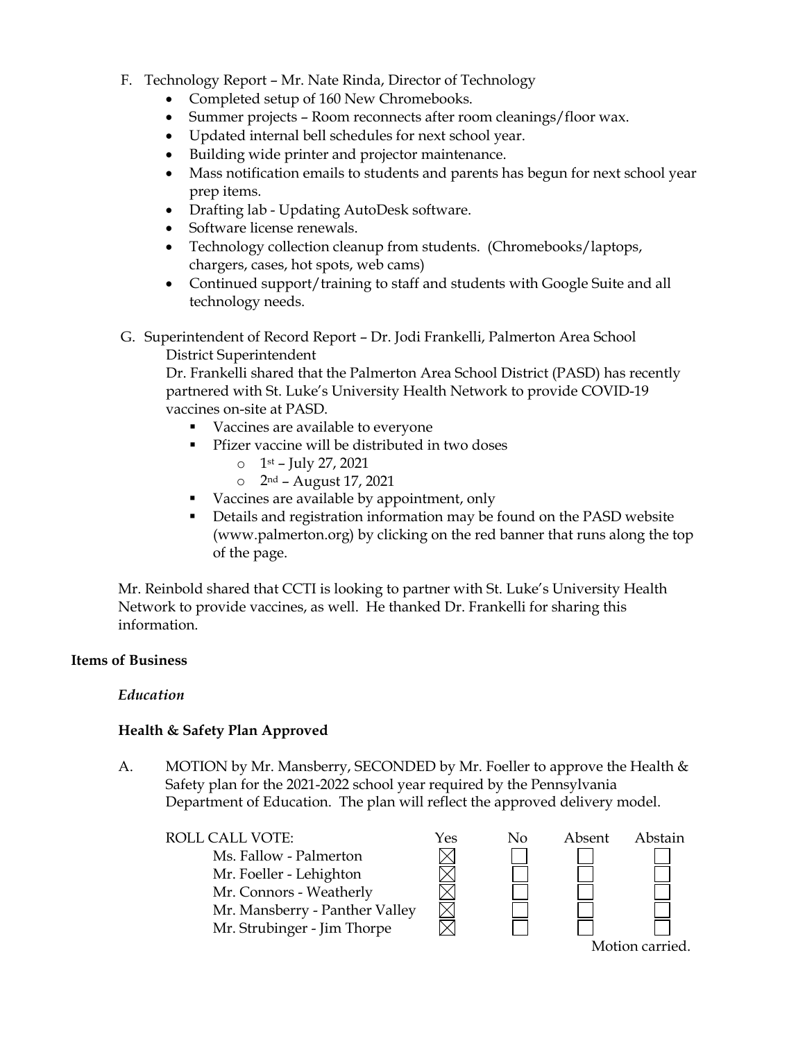F. Technology Report – Mr. Nate Rinda, Director of Technology
- Completed setup of 160 New Chromebooks.
- Summer projects – Room reconnects after room cleanings/floor wax.
- Updated internal bell schedules for next school year.
- Building wide printer and projector maintenance.
- Mass notification emails to students and parents has begun for next school year prep items.
- Drafting lab - Updating AutoDesk software.
- Software license renewals.
- Technology collection cleanup from students. (Chromebooks/laptops, chargers, cases, hot spots, web cams)
- Continued support/training to staff and students with Google Suite and all technology needs.

G. Superintendent of Record Report – Dr. Jodi Frankelli, Palmerton Area School District Superintendent

Dr. Frankelli shared that the Palmerton Area School District (PASD) has recently partnered with St. Luke's University Health Network to provide COVID-19 vaccines on-site at PASD.
- Vaccines are available to everyone
- Pfizer vaccine will be distributed in two doses
  - 1st – July 27, 2021
  - 2nd – August 17, 2021
- Vaccines are available by appointment, only
- Details and registration information may be found on the PASD website (www.palmerton.org) by clicking on the red banner that runs along the top of the page.

Mr. Reinbold shared that CCTI is looking to partner with St. Luke's University Health Network to provide vaccines, as well. He thanked Dr. Frankelli for sharing this information.

**Items of Business**

*Education*

**Health & Safety Plan Approved**

A. MOTION by Mr. Mansberry, SECONDED by Mr. Foeller to approve the Health & Safety plan for the 2021-2022 school year required by the Pennsylvania Department of Education. The plan will reflect the approved delivery model.

| ROLL CALL VOTE: | Yes | No | Absent | Abstain |
|---|---|---|---|---|
| Ms. Fallow - Palmerton | ☒ | ☐ | ☐ | ☐ |
| Mr. Foeller - Lehighton | ☒ | ☐ | ☐ | ☐ |
| Mr. Connors - Weatherly | ☒ | ☐ | ☐ | ☐ |
| Mr. Mansberry - Panther Valley | ☒ | ☐ | ☐ | ☐ |
| Mr. Strubinger - Jim Thorpe | ☒ | ☐ | ☐ | ☐ |

Motion carried.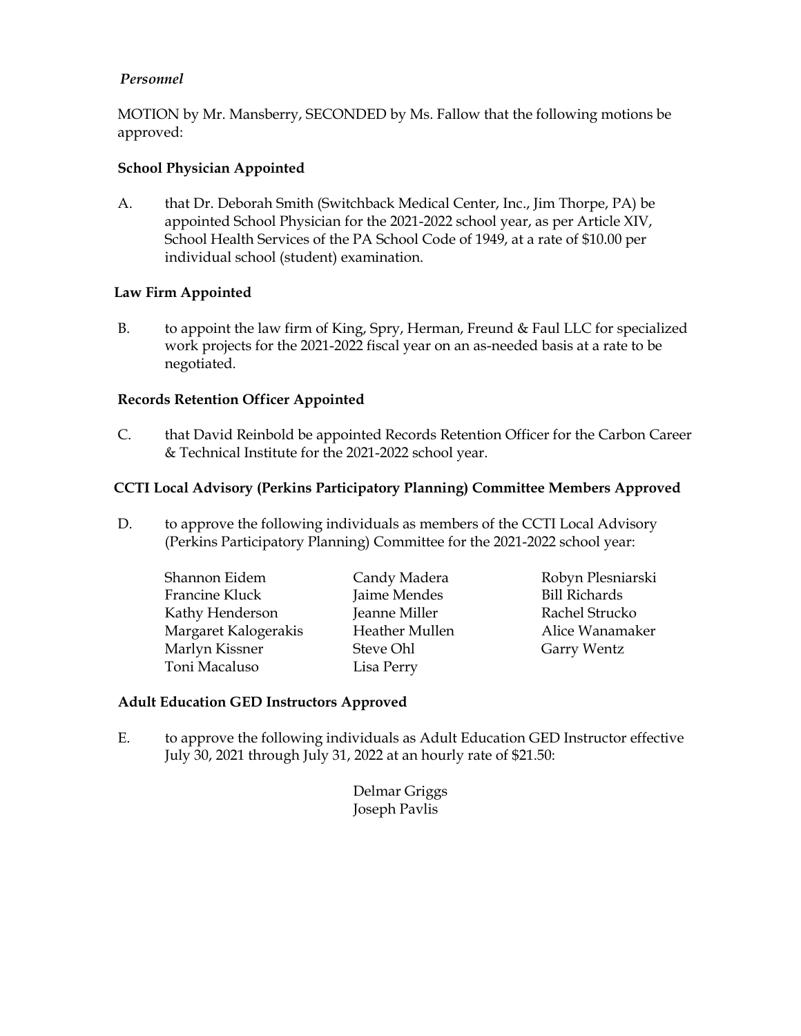*Personnel*

MOTION by Mr. Mansberry, SECONDED by Ms. Fallow that the following motions be approved:

**School Physician Appointed**

A. that Dr. Deborah Smith (Switchback Medical Center, Inc., Jim Thorpe, PA) be appointed School Physician for the 2021-2022 school year, as per Article XIV, School Health Services of the PA School Code of 1949, at a rate of $10.00 per individual school (student) examination.

**Law Firm Appointed**

B. to appoint the law firm of King, Spry, Herman, Freund & Faul LLC for specialized work projects for the 2021-2022 fiscal year on an as-needed basis at a rate to be negotiated.

**Records Retention Officer Appointed**

C. that David Reinbold be appointed Records Retention Officer for the Carbon Career & Technical Institute for the 2021-2022 school year.

**CCTI Local Advisory (Perkins Participatory Planning) Committee Members Approved**

D. to approve the following individuals as members of the CCTI Local Advisory (Perkins Participatory Planning) Committee for the 2021-2022 school year:

Shannon Eidem
Francine Kluck
Kathy Henderson
Margaret Kalogerakis
Marlyn Kissner
Toni Macaluso
Candy Madera
Jaime Mendes
Jeanne Miller
Heather Mullen
Steve Ohl
Lisa Perry
Robyn Plesniarski
Bill Richards
Rachel Strucko
Alice Wanamaker
Garry Wentz

**Adult Education GED Instructors Approved**

E. to approve the following individuals as Adult Education GED Instructor effective July 30, 2021 through July 31, 2022 at an hourly rate of $21.50:

Delmar Griggs
Joseph Pavlis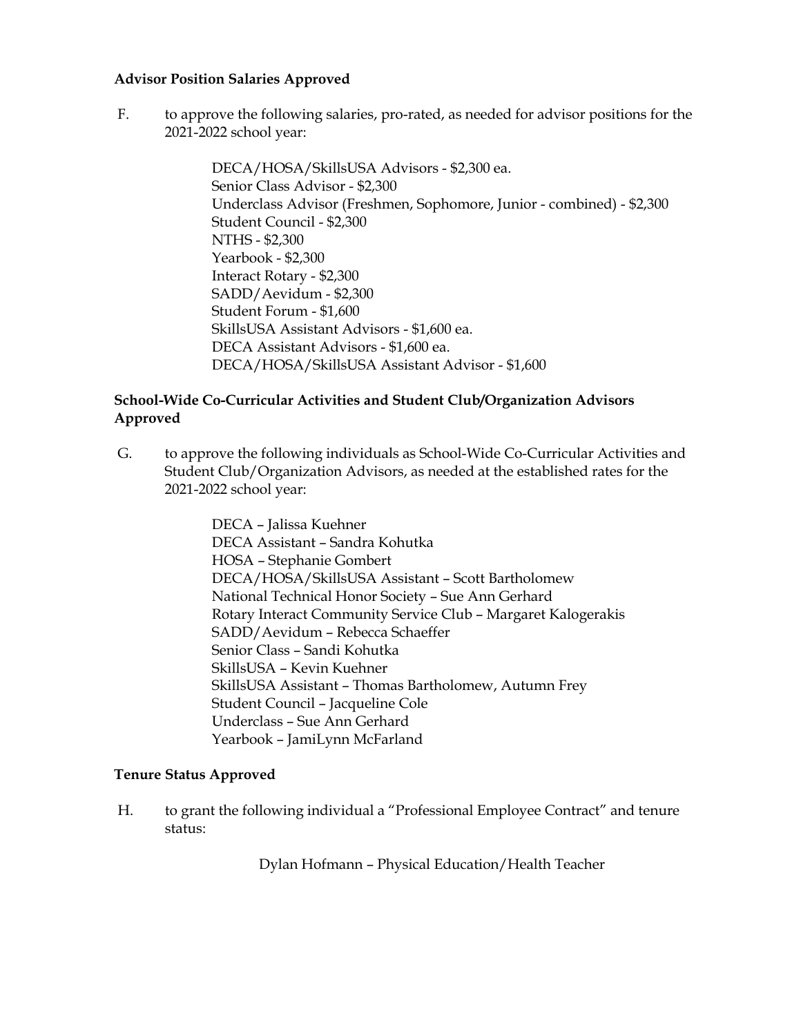**Advisor Position Salaries Approved**

F. to approve the following salaries, pro-rated, as needed for advisor positions for the 2021-2022 school year:

DECA/HOSA/SkillsUSA Advisors - $2,300 ea.
Senior Class Advisor - $2,300
Underclass Advisor (Freshmen, Sophomore, Junior - combined) - $2,300
Student Council - $2,300
NTHS - $2,300
Yearbook - $2,300
Interact Rotary - $2,300
SADD/Aevidum - $2,300
Student Forum - $1,600
SkillsUSA Assistant Advisors - $1,600 ea.
DECA Assistant Advisors - $1,600 ea.
DECA/HOSA/SkillsUSA Assistant Advisor - $1,600

**School-Wide Co-Curricular Activities and Student Club/Organization Advisors Approved**

G. to approve the following individuals as School-Wide Co-Curricular Activities and Student Club/Organization Advisors, as needed at the established rates for the 2021-2022 school year:

DECA – Jalissa Kuehner
DECA Assistant – Sandra Kohutka
HOSA – Stephanie Gombert
DECA/HOSA/SkillsUSA Assistant – Scott Bartholomew
National Technical Honor Society – Sue Ann Gerhard
Rotary Interact Community Service Club – Margaret Kalogerakis
SADD/Aevidum – Rebecca Schaeffer
Senior Class – Sandi Kohutka
SkillsUSA – Kevin Kuehner
SkillsUSA Assistant – Thomas Bartholomew, Autumn Frey
Student Council – Jacqueline Cole
Underclass – Sue Ann Gerhard
Yearbook – JamiLynn McFarland

**Tenure Status Approved**

H. to grant the following individual a "Professional Employee Contract" and tenure status:

Dylan Hofmann – Physical Education/Health Teacher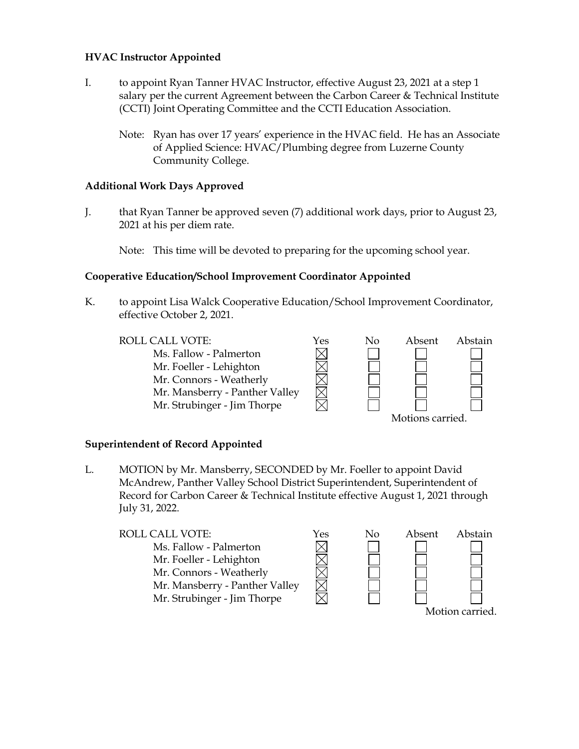**HVAC Instructor Appointed**

I. to appoint Ryan Tanner HVAC Instructor, effective August 23, 2021 at a step 1 salary per the current Agreement between the Carbon Career & Technical Institute (CCTI) Joint Operating Committee and the CCTI Education Association.

Note: Ryan has over 17 years' experience in the HVAC field. He has an Associate of Applied Science: HVAC/Plumbing degree from Luzerne County Community College.

**Additional Work Days Approved**

J. that Ryan Tanner be approved seven (7) additional work days, prior to August 23, 2021 at his per diem rate.

Note: This time will be devoted to preparing for the upcoming school year.

**Cooperative Education/School Improvement Coordinator Appointed**

K. to appoint Lisa Walck Cooperative Education/School Improvement Coordinator, effective October 2, 2021.

| ROLL CALL VOTE: | Yes | No | Absent | Abstain |
|---|---|---|---|---|
| Ms. Fallow - Palmerton | ☒ | ☐ | ☐ | ☐ |
| Mr. Foeller - Lehighton | ☒ | ☐ | ☐ | ☐ |
| Mr. Connors - Weatherly | ☒ | ☐ | ☐ | ☐ |
| Mr. Mansberry - Panther Valley | ☒ | ☐ | ☐ | ☐ |
| Mr. Strubinger - Jim Thorpe | ☒ | ☐ | ☐ | ☐ |

Motions carried.

**Superintendent of Record Appointed**

L. MOTION by Mr. Mansberry, SECONDED by Mr. Foeller to appoint David McAndrew, Panther Valley School District Superintendent, Superintendent of Record for Carbon Career & Technical Institute effective August 1, 2021 through July 31, 2022.

| ROLL CALL VOTE: | Yes | No | Absent | Abstain |
|---|---|---|---|---|
| Ms. Fallow - Palmerton | ☒ | ☐ | ☐ | ☐ |
| Mr. Foeller - Lehighton | ☒ | ☐ | ☐ | ☐ |
| Mr. Connors - Weatherly | ☒ | ☐ | ☐ | ☐ |
| Mr. Mansberry - Panther Valley | ☒ | ☐ | ☐ | ☐ |
| Mr. Strubinger - Jim Thorpe | ☒ | ☐ | ☐ | ☐ |

Motion carried.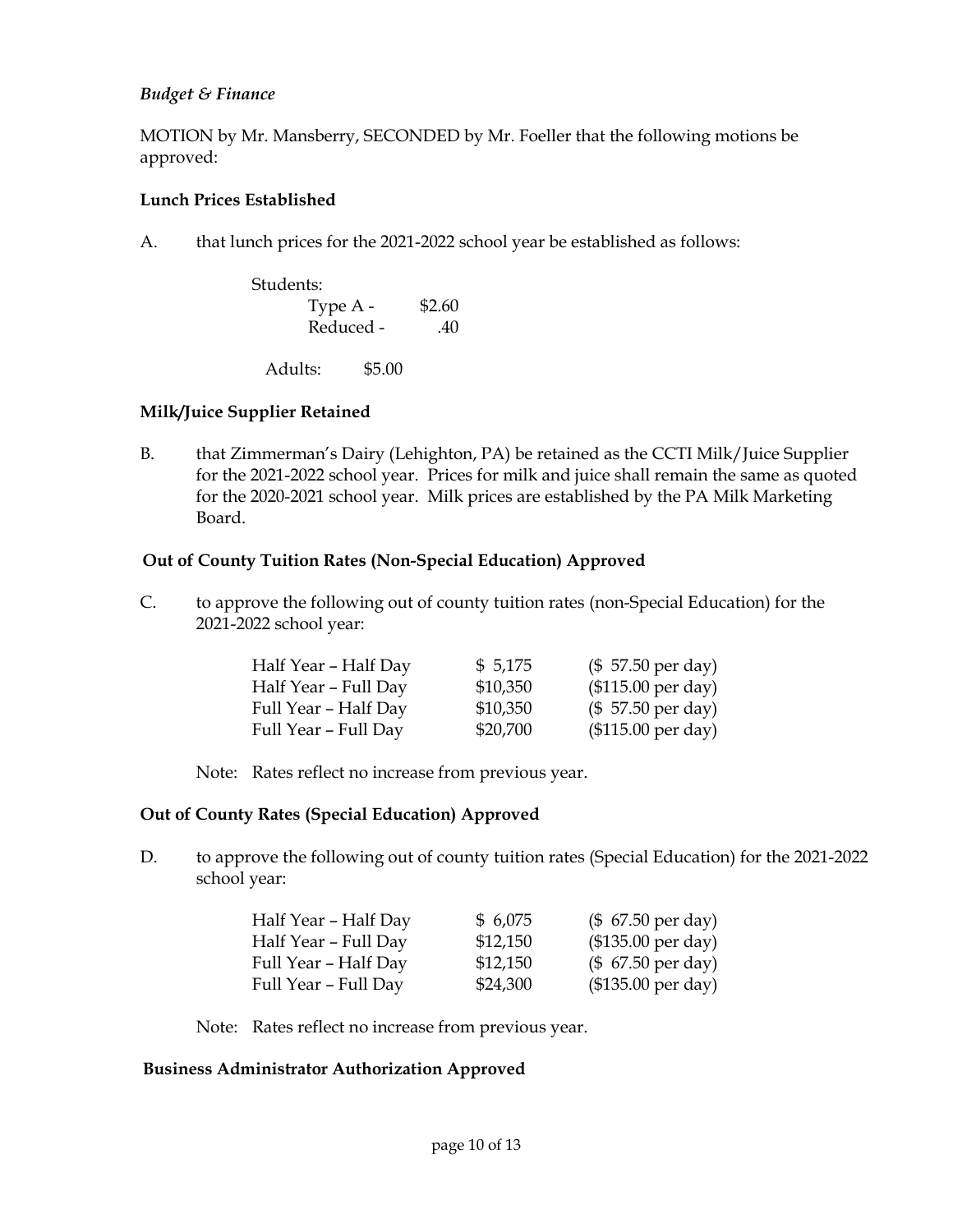*Budget & Finance*

MOTION by Mr. Mansberry, SECONDED by Mr. Foeller that the following motions be approved:

**Lunch Prices Established**

A. that lunch prices for the 2021-2022 school year be established as follows:

Students:

| | |
|---|---|
| Type A - | $2.60 |
| Reduced - | .40 |

Adults: $5.00

**Milk/Juice Supplier Retained**

B. that Zimmerman's Dairy (Lehighton, PA) be retained as the CCTI Milk/Juice Supplier for the 2021-2022 school year. Prices for milk and juice shall remain the same as quoted for the 2020-2021 school year. Milk prices are established by the PA Milk Marketing Board.

**Out of County Tuition Rates (Non-Special Education) Approved**

C. to approve the following out of county tuition rates (non-Special Education) for the 2021-2022 school year:

| | | |
|---|---|---|
| Half Year – Half Day | $ 5,175 | ($ 57.50 per day) |
| Half Year – Full Day | $10,350 | ($115.00 per day) |
| Full Year – Half Day | $10,350 | ($ 57.50 per day) |
| Full Year – Full Day | $20,700 | ($115.00 per day) |

Note: Rates reflect no increase from previous year.

**Out of County Rates (Special Education) Approved**

D. to approve the following out of county tuition rates (Special Education) for the 2021-2022 school year:

| | | |
|---|---|---|
| Half Year – Half Day | $ 6,075 | ($ 67.50 per day) |
| Half Year – Full Day | $12,150 | ($135.00 per day) |
| Full Year – Half Day | $12,150 | ($ 67.50 per day) |
| Full Year – Full Day | $24,300 | ($135.00 per day) |

Note: Rates reflect no increase from previous year.

**Business Administrator Authorization Approved**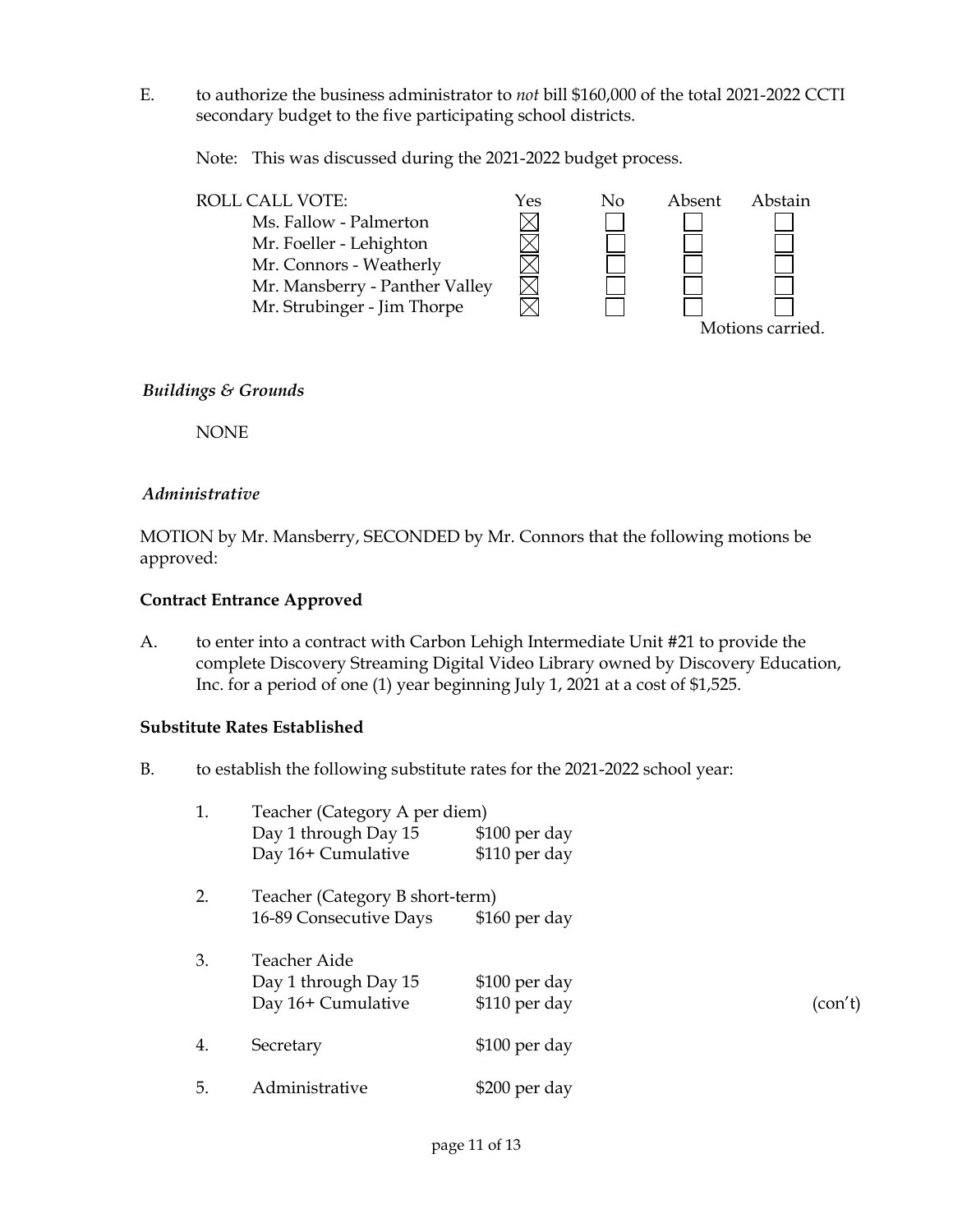E. to authorize the business administrator to *not* bill $160,000 of the total 2021-2022 CCTI secondary budget to the five participating school districts.

Note: This was discussed during the 2021-2022 budget process.

| ROLL CALL VOTE: | Yes | No | Absent | Abstain |
|---|---|---|---|---|
| Ms. Fallow - Palmerton | ☒ | ☐ | ☐ | ☐ |
| Mr. Foeller - Lehighton | ☒ | ☐ | ☐ | ☐ |
| Mr. Connors - Weatherly | ☒ | ☐ | ☐ | ☐ |
| Mr. Mansberry - Panther Valley | ☒ | ☐ | ☐ | ☐ |
| Mr. Strubinger - Jim Thorpe | ☒ | ☐ | ☐ | ☐ |

Motions carried.

*Buildings & Grounds*

NONE

*Administrative*

MOTION by Mr. Mansberry, SECONDED by Mr. Connors that the following motions be approved:

**Contract Entrance Approved**

A. to enter into a contract with Carbon Lehigh Intermediate Unit #21 to provide the complete Discovery Streaming Digital Video Library owned by Discovery Education, Inc. for a period of one (1) year beginning July 1, 2021 at a cost of $1,525.

**Substitute Rates Established**

B. to establish the following substitute rates for the 2021-2022 school year:

1. Teacher (Category A per diem)
   - Day 1 through Day 15 — $100 per day
   - Day 16+ Cumulative — $110 per day

2. Teacher (Category B short-term)
   - 16-89 Consecutive Days — $160 per day

3. Teacher Aide
   - Day 1 through Day 15 — $100 per day
   - Day 16+ Cumulative — $110 per day

4. Secretary — $100 per day

5. Administrative — $200 per day

(con't)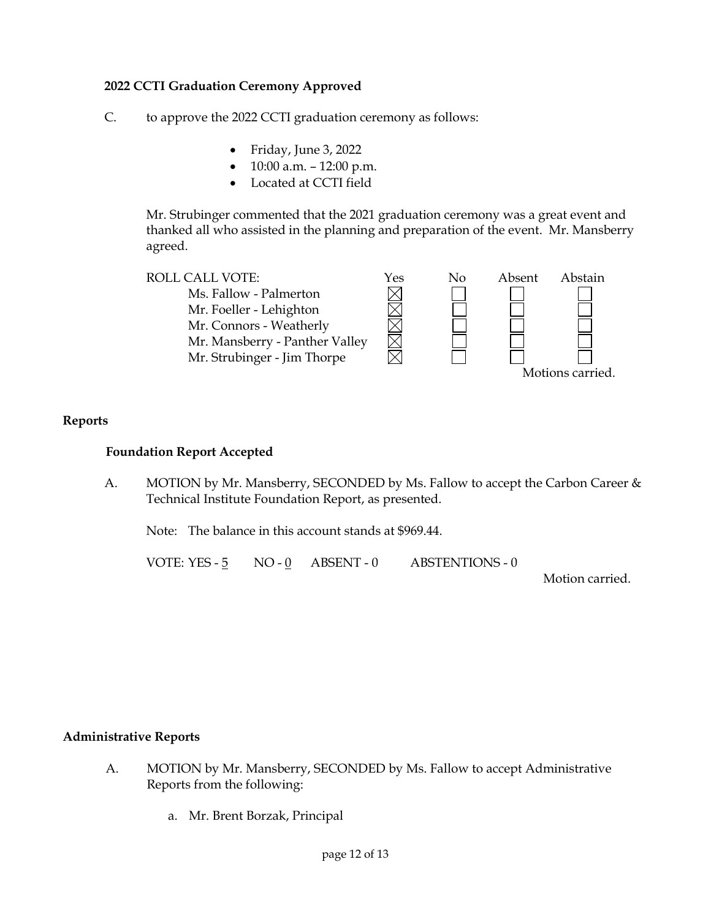**2022 CCTI Graduation Ceremony Approved**

C. to approve the 2022 CCTI graduation ceremony as follows:

- Friday, June 3, 2022
- 10:00 a.m. – 12:00 p.m.
- Located at CCTI field

Mr. Strubinger commented that the 2021 graduation ceremony was a great event and thanked all who assisted in the planning and preparation of the event. Mr. Mansberry agreed.

| ROLL CALL VOTE: | Yes | No | Absent | Abstain |
|---|---|---|---|---|
| Ms. Fallow - Palmerton | ☒ | ☐ | ☐ | ☐ |
| Mr. Foeller - Lehighton | ☒ | ☐ | ☐ | ☐ |
| Mr. Connors - Weatherly | ☒ | ☐ | ☐ | ☐ |
| Mr. Mansberry - Panther Valley | ☒ | ☐ | ☐ | ☐ |
| Mr. Strubinger - Jim Thorpe | ☒ | ☐ | ☐ | ☐ |

Motions carried.

## Reports

**Foundation Report Accepted**

A. MOTION by Mr. Mansberry, SECONDED by Ms. Fallow to accept the Carbon Career & Technical Institute Foundation Report, as presented.

Note: The balance in this account stands at $969.44.

VOTE: YES - 5 NO - 0 ABSENT - 0 ABSTENTIONS - 0

Motion carried.

## Administrative Reports

A. MOTION by Mr. Mansberry, SECONDED by Ms. Fallow to accept Administrative Reports from the following:

a. Mr. Brent Borzak, Principal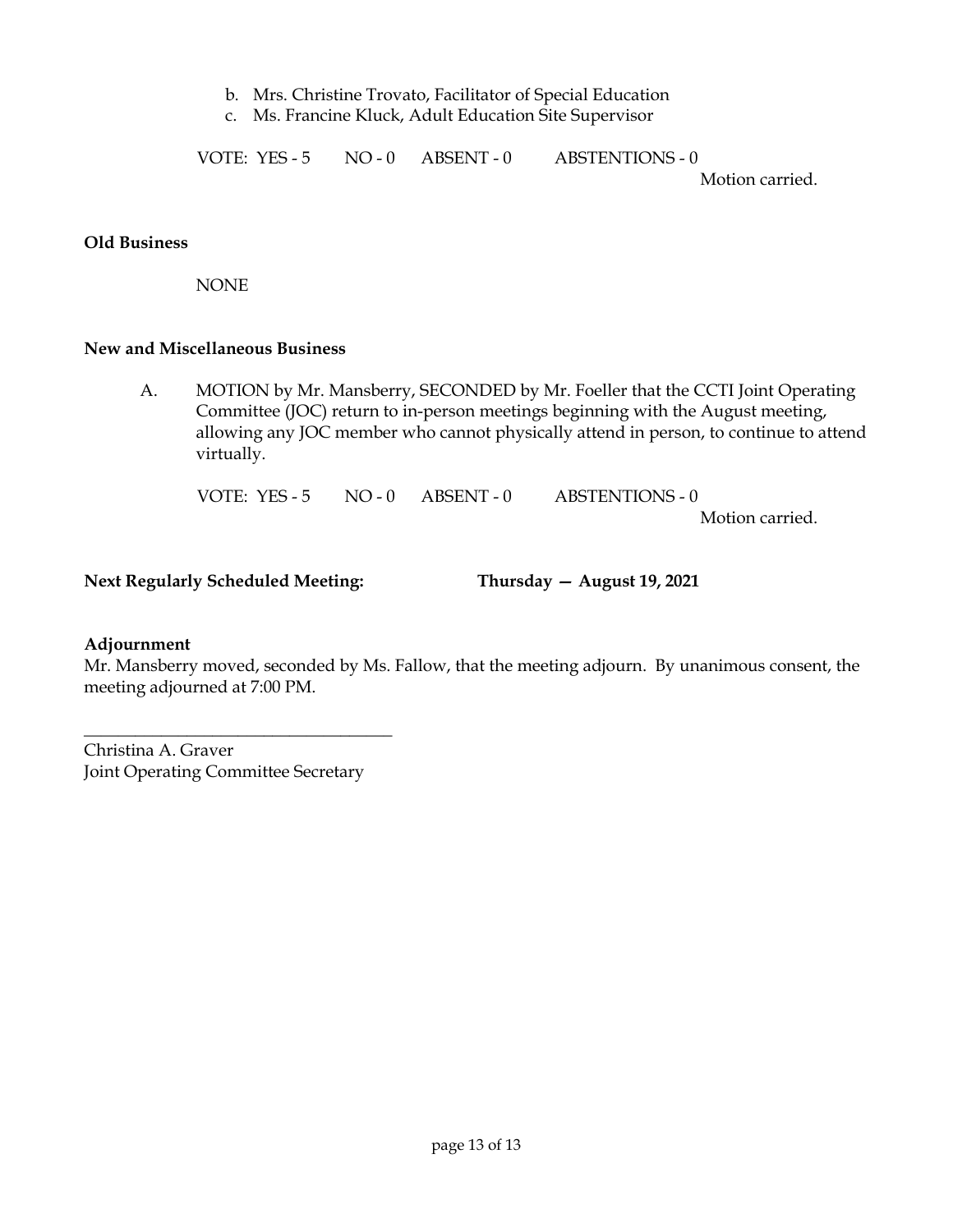b. Mrs. Christine Trovato, Facilitator of Special Education
c. Ms. Francine Kluck, Adult Education Site Supervisor

VOTE: YES - 5 NO - 0 ABSENT - 0 ABSTENTIONS - 0

Motion carried.

**Old Business**

NONE

**New and Miscellaneous Business**

A. MOTION by Mr. Mansberry, SECONDED by Mr. Foeller that the CCTI Joint Operating Committee (JOC) return to in-person meetings beginning with the August meeting, allowing any JOC member who cannot physically attend in person, to continue to attend virtually.

VOTE: YES - 5 NO - 0 ABSENT - 0 ABSTENTIONS - 0

Motion carried.

**Next Regularly Scheduled Meeting:** **Thursday — August 19, 2021**

**Adjournment**

Mr. Mansberry moved, seconded by Ms. Fallow, that the meeting adjourn. By unanimous consent, the meeting adjourned at 7:00 PM.

_____________________________________

Christina A. Graver
Joint Operating Committee Secretary